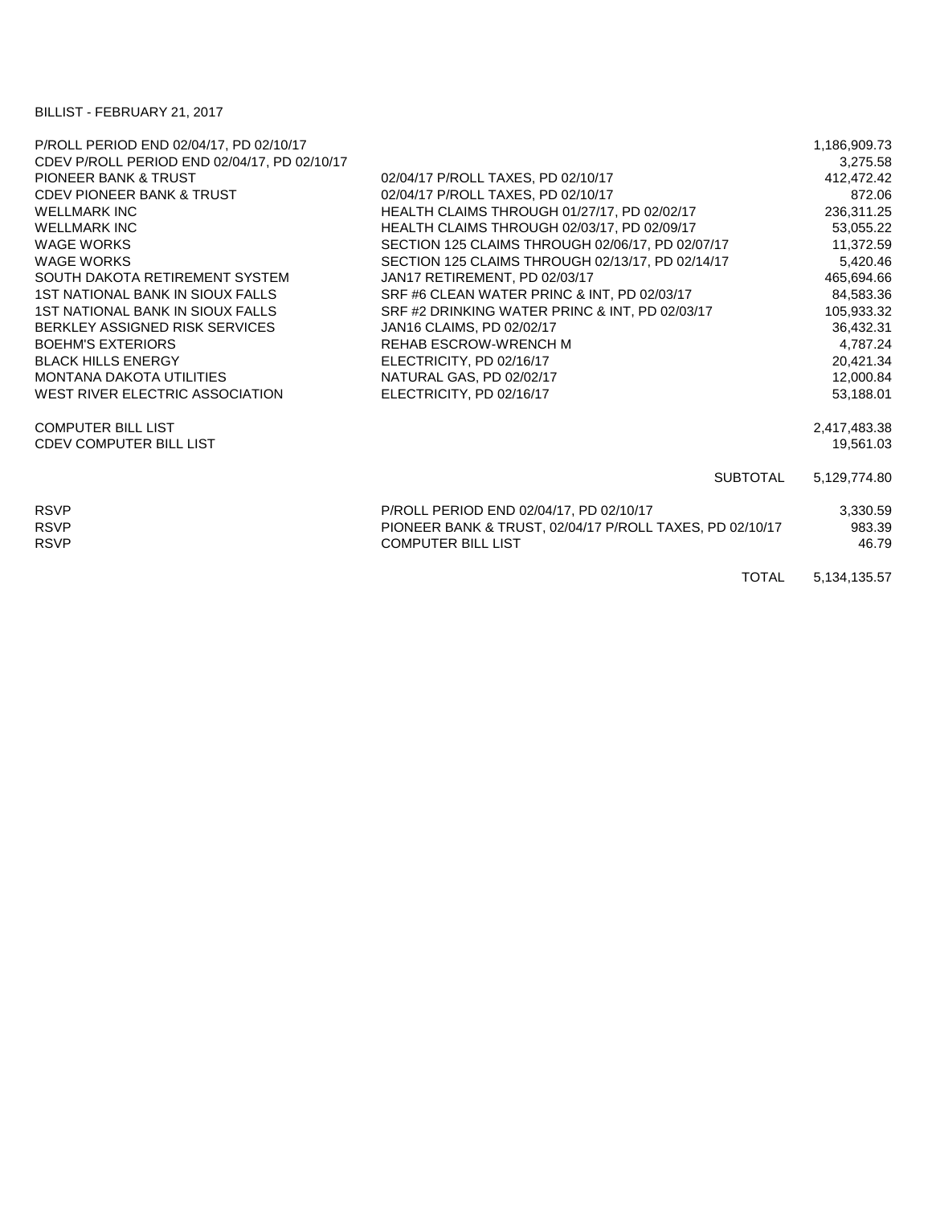BILLIST - FEBRUARY 21, 2017

| | | |
|---|---|---|
| P/ROLL PERIOD END 02/04/17, PD 02/10/17 | | 1,186,909.73 |
| CDEV P/ROLL PERIOD END 02/04/17, PD 02/10/17 | | 3,275.58 |
| PIONEER BANK & TRUST | 02/04/17 P/ROLL TAXES, PD 02/10/17 | 412,472.42 |
| CDEV PIONEER BANK & TRUST | 02/04/17 P/ROLL TAXES, PD 02/10/17 | 872.06 |
| WELLMARK INC | HEALTH CLAIMS THROUGH 01/27/17, PD 02/02/17 | 236,311.25 |
| WELLMARK INC | HEALTH CLAIMS THROUGH 02/03/17, PD 02/09/17 | 53,055.22 |
| WAGE WORKS | SECTION 125 CLAIMS THROUGH 02/06/17, PD 02/07/17 | 11,372.59 |
| WAGE WORKS | SECTION 125 CLAIMS THROUGH 02/13/17, PD 02/14/17 | 5,420.46 |
| SOUTH DAKOTA RETIREMENT SYSTEM | JAN17 RETIREMENT, PD 02/03/17 | 465,694.66 |
| 1ST NATIONAL BANK IN SIOUX FALLS | SRF #6 CLEAN WATER PRINC & INT, PD 02/03/17 | 84,583.36 |
| 1ST NATIONAL BANK IN SIOUX FALLS | SRF #2 DRINKING WATER PRINC & INT, PD 02/03/17 | 105,933.32 |
| BERKLEY ASSIGNED RISK SERVICES | JAN16 CLAIMS, PD 02/02/17 | 36,432.31 |
| BOEHM'S EXTERIORS | REHAB ESCROW-WRENCH M | 4,787.24 |
| BLACK HILLS ENERGY | ELECTRICITY, PD 02/16/17 | 20,421.34 |
| MONTANA DAKOTA UTILITIES | NATURAL GAS, PD 02/02/17 | 12,000.84 |
| WEST RIVER ELECTRIC ASSOCIATION | ELECTRICITY, PD 02/16/17 | 53,188.01 |
| | | |
| COMPUTER BILL LIST | | 2,417,483.38 |
| CDEV COMPUTER BILL LIST | | 19,561.03 |
| | | |
| | SUBTOTAL | 5,129,774.80 |
| | | |
| RSVP | P/ROLL PERIOD END 02/04/17, PD 02/10/17 | 3,330.59 |
| RSVP | PIONEER BANK & TRUST, 02/04/17 P/ROLL TAXES, PD 02/10/17 | 983.39 |
| RSVP | COMPUTER BILL LIST | 46.79 |
| | | |
| | TOTAL | 5,134,135.57 |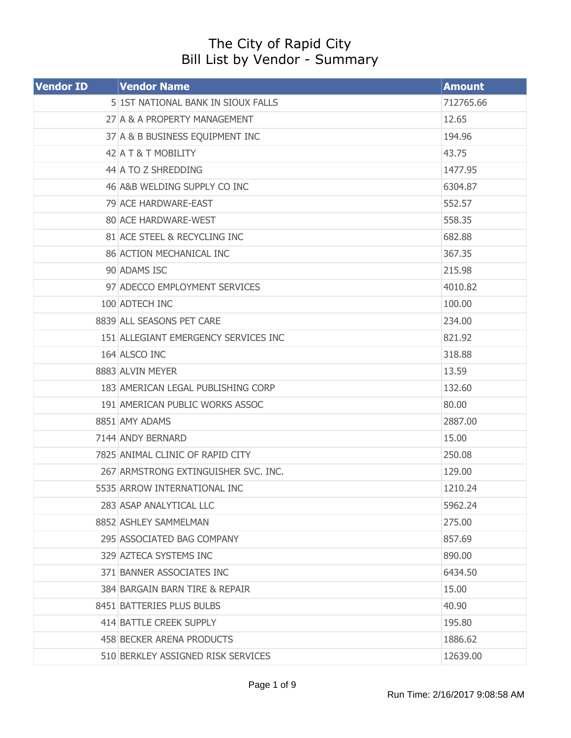# The City of Rapid City
## Bill List by Vendor - Summary

| Vendor ID | Vendor Name | Amount |
|---|---|---|
| 5 | 1ST NATIONAL BANK IN SIOUX FALLS | 712765.66 |
| 27 | A & A PROPERTY MANAGEMENT | 12.65 |
| 37 | A & B BUSINESS EQUIPMENT INC | 194.96 |
| 42 | A T & T MOBILITY | 43.75 |
| 44 | A TO Z SHREDDING | 1477.95 |
| 46 | A&B WELDING SUPPLY CO INC | 6304.87 |
| 79 | ACE HARDWARE-EAST | 552.57 |
| 80 | ACE HARDWARE-WEST | 558.35 |
| 81 | ACE STEEL & RECYCLING INC | 682.88 |
| 86 | ACTION MECHANICAL INC | 367.35 |
| 90 | ADAMS ISC | 215.98 |
| 97 | ADECCO EMPLOYMENT SERVICES | 4010.82 |
| 100 | ADTECH INC | 100.00 |
| 8839 | ALL SEASONS PET CARE | 234.00 |
| 151 | ALLEGIANT EMERGENCY SERVICES INC | 821.92 |
| 164 | ALSCO INC | 318.88 |
| 8883 | ALVIN MEYER | 13.59 |
| 183 | AMERICAN LEGAL PUBLISHING CORP | 132.60 |
| 191 | AMERICAN PUBLIC WORKS ASSOC | 80.00 |
| 8851 | AMY ADAMS | 2887.00 |
| 7144 | ANDY BERNARD | 15.00 |
| 7825 | ANIMAL CLINIC OF RAPID CITY | 250.08 |
| 267 | ARMSTRONG EXTINGUISHER SVC. INC. | 129.00 |
| 5535 | ARROW INTERNATIONAL INC | 1210.24 |
| 283 | ASAP ANALYTICAL LLC | 5962.24 |
| 8852 | ASHLEY SAMMELMAN | 275.00 |
| 295 | ASSOCIATED BAG COMPANY | 857.69 |
| 329 | AZTECA SYSTEMS INC | 890.00 |
| 371 | BANNER ASSOCIATES INC | 6434.50 |
| 384 | BARGAIN BARN TIRE & REPAIR | 15.00 |
| 8451 | BATTERIES PLUS BULBS | 40.90 |
| 414 | BATTLE CREEK SUPPLY | 195.80 |
| 458 | BECKER ARENA PRODUCTS | 1886.62 |
| 510 | BERKLEY ASSIGNED RISK SERVICES | 12639.00 |

Run Time: 2/16/2017 9:08:58 AM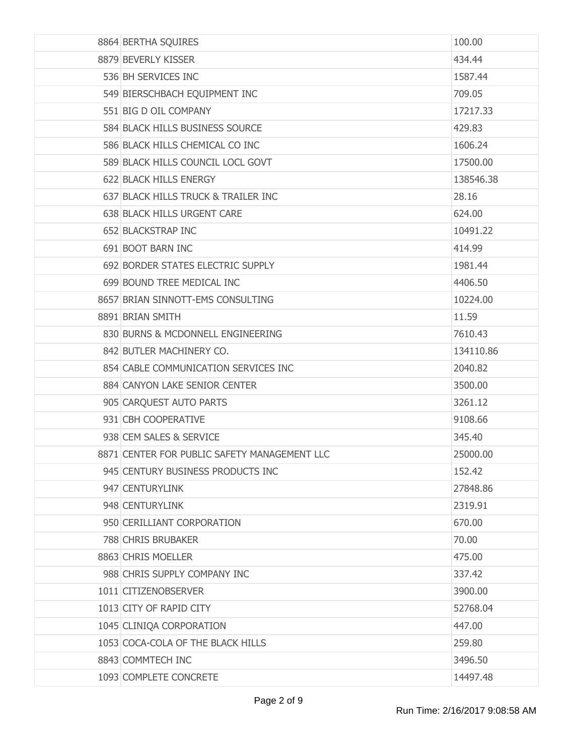|  |  |
|---|---|
| 8864 BERTHA SQUIRES | 100.00 |
| 8879 BEVERLY KISSER | 434.44 |
| 536 BH SERVICES INC | 1587.44 |
| 549 BIERSCHBACH EQUIPMENT INC | 709.05 |
| 551 BIG D OIL COMPANY | 17217.33 |
| 584 BLACK HILLS BUSINESS SOURCE | 429.83 |
| 586 BLACK HILLS CHEMICAL CO INC | 1606.24 |
| 589 BLACK HILLS COUNCIL LOCL GOVT | 17500.00 |
| 622 BLACK HILLS ENERGY | 138546.38 |
| 637 BLACK HILLS TRUCK & TRAILER INC | 28.16 |
| 638 BLACK HILLS URGENT CARE | 624.00 |
| 652 BLACKSTRAP INC | 10491.22 |
| 691 BOOT BARN INC | 414.99 |
| 692 BORDER STATES ELECTRIC SUPPLY | 1981.44 |
| 699 BOUND TREE MEDICAL INC | 4406.50 |
| 8657 BRIAN SINNOTT-EMS CONSULTING | 10224.00 |
| 8891 BRIAN SMITH | 11.59 |
| 830 BURNS & MCDONNELL ENGINEERING | 7610.43 |
| 842 BUTLER MACHINERY CO. | 134110.86 |
| 854 CABLE COMMUNICATION SERVICES INC | 2040.82 |
| 884 CANYON LAKE SENIOR CENTER | 3500.00 |
| 905 CARQUEST AUTO PARTS | 3261.12 |
| 931 CBH COOPERATIVE | 9108.66 |
| 938 CEM SALES & SERVICE | 345.40 |
| 8871 CENTER FOR PUBLIC SAFETY MANAGEMENT LLC | 25000.00 |
| 945 CENTURY BUSINESS PRODUCTS INC | 152.42 |
| 947 CENTURYLINK | 27848.86 |
| 948 CENTURYLINK | 2319.91 |
| 950 CERILLIANT CORPORATION | 670.00 |
| 788 CHRIS BRUBAKER | 70.00 |
| 8863 CHRIS MOELLER | 475.00 |
| 988 CHRIS SUPPLY COMPANY INC | 337.42 |
| 1011 CITIZENOBSERVER | 3900.00 |
| 1013 CITY OF RAPID CITY | 52768.04 |
| 1045 CLINIQA CORPORATION | 447.00 |
| 1053 COCA-COLA OF THE BLACK HILLS | 259.80 |
| 8843 COMMTECH INC | 3496.50 |
| 1093 COMPLETE CONCRETE | 14497.48 |

Run Time: 2/16/2017 9:08:58 AM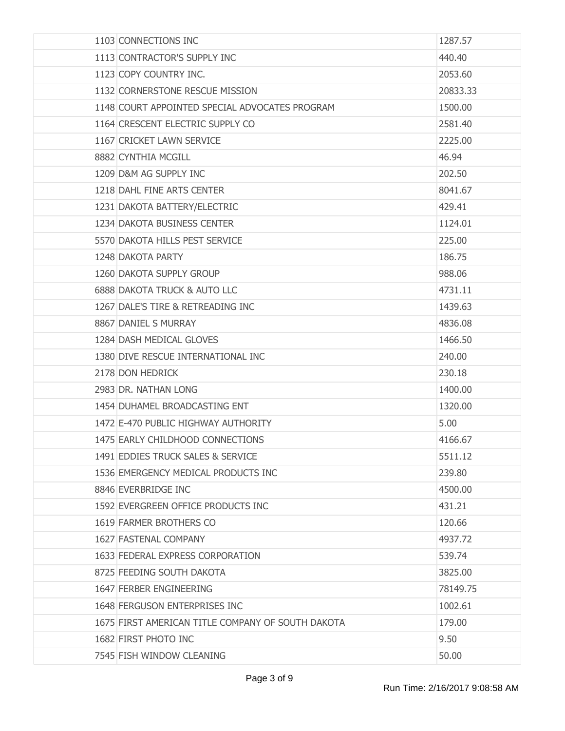| | | |
|---|---|---|
| 1103 | CONNECTIONS INC | 1287.57 |
| 1113 | CONTRACTOR'S SUPPLY INC | 440.40 |
| 1123 | COPY COUNTRY INC. | 2053.60 |
| 1132 | CORNERSTONE RESCUE MISSION | 20833.33 |
| 1148 | COURT APPOINTED SPECIAL ADVOCATES PROGRAM | 1500.00 |
| 1164 | CRESCENT ELECTRIC SUPPLY CO | 2581.40 |
| 1167 | CRICKET LAWN SERVICE | 2225.00 |
| 8882 | CYNTHIA MCGILL | 46.94 |
| 1209 | D&M AG SUPPLY INC | 202.50 |
| 1218 | DAHL FINE ARTS CENTER | 8041.67 |
| 1231 | DAKOTA BATTERY/ELECTRIC | 429.41 |
| 1234 | DAKOTA BUSINESS CENTER | 1124.01 |
| 5570 | DAKOTA HILLS PEST SERVICE | 225.00 |
| 1248 | DAKOTA PARTY | 186.75 |
| 1260 | DAKOTA SUPPLY GROUP | 988.06 |
| 6888 | DAKOTA TRUCK & AUTO LLC | 4731.11 |
| 1267 | DALE'S TIRE & RETREADING INC | 1439.63 |
| 8867 | DANIEL S MURRAY | 4836.08 |
| 1284 | DASH MEDICAL GLOVES | 1466.50 |
| 1380 | DIVE RESCUE INTERNATIONAL INC | 240.00 |
| 2178 | DON HEDRICK | 230.18 |
| 2983 | DR. NATHAN LONG | 1400.00 |
| 1454 | DUHAMEL BROADCASTING ENT | 1320.00 |
| 1472 | E-470 PUBLIC HIGHWAY AUTHORITY | 5.00 |
| 1475 | EARLY CHILDHOOD CONNECTIONS | 4166.67 |
| 1491 | EDDIES TRUCK SALES & SERVICE | 5511.12 |
| 1536 | EMERGENCY MEDICAL PRODUCTS INC | 239.80 |
| 8846 | EVERBRIDGE INC | 4500.00 |
| 1592 | EVERGREEN OFFICE PRODUCTS INC | 431.21 |
| 1619 | FARMER BROTHERS CO | 120.66 |
| 1627 | FASTENAL COMPANY | 4937.72 |
| 1633 | FEDERAL EXPRESS CORPORATION | 539.74 |
| 8725 | FEEDING SOUTH DAKOTA | 3825.00 |
| 1647 | FERBER ENGINEERING | 78149.75 |
| 1648 | FERGUSON ENTERPRISES INC | 1002.61 |
| 1675 | FIRST AMERICAN TITLE COMPANY OF SOUTH DAKOTA | 179.00 |
| 1682 | FIRST PHOTO INC | 9.50 |
| 7545 | FISH WINDOW CLEANING | 50.00 |

Run Time: 2/16/2017 9:08:58 AM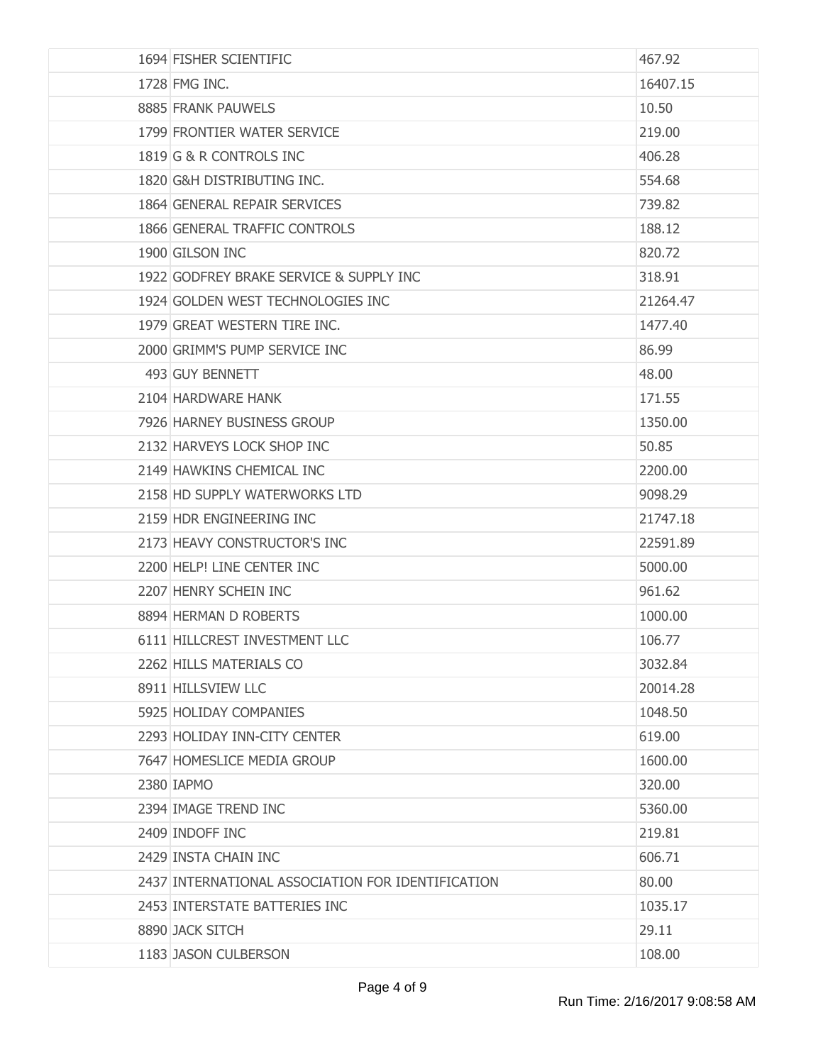| | | |
|---|---|---|
| | 1694 FISHER SCIENTIFIC | 467.92 |
| | 1728 FMG INC. | 16407.15 |
| | 8885 FRANK PAUWELS | 10.50 |
| | 1799 FRONTIER WATER SERVICE | 219.00 |
| | 1819 G & R CONTROLS INC | 406.28 |
| | 1820 G&H DISTRIBUTING INC. | 554.68 |
| | 1864 GENERAL REPAIR SERVICES | 739.82 |
| | 1866 GENERAL TRAFFIC CONTROLS | 188.12 |
| | 1900 GILSON INC | 820.72 |
| | 1922 GODFREY BRAKE SERVICE & SUPPLY INC | 318.91 |
| | 1924 GOLDEN WEST TECHNOLOGIES INC | 21264.47 |
| | 1979 GREAT WESTERN TIRE INC. | 1477.40 |
| | 2000 GRIMM'S PUMP SERVICE INC | 86.99 |
| | 493 GUY BENNETT | 48.00 |
| | 2104 HARDWARE HANK | 171.55 |
| | 7926 HARNEY BUSINESS GROUP | 1350.00 |
| | 2132 HARVEYS LOCK SHOP INC | 50.85 |
| | 2149 HAWKINS CHEMICAL INC | 2200.00 |
| | 2158 HD SUPPLY WATERWORKS LTD | 9098.29 |
| | 2159 HDR ENGINEERING INC | 21747.18 |
| | 2173 HEAVY CONSTRUCTOR'S INC | 22591.89 |
| | 2200 HELP! LINE CENTER INC | 5000.00 |
| | 2207 HENRY SCHEIN INC | 961.62 |
| | 8894 HERMAN D ROBERTS | 1000.00 |
| | 6111 HILLCREST INVESTMENT LLC | 106.77 |
| | 2262 HILLS MATERIALS CO | 3032.84 |
| | 8911 HILLSVIEW LLC | 20014.28 |
| | 5925 HOLIDAY COMPANIES | 1048.50 |
| | 2293 HOLIDAY INN-CITY CENTER | 619.00 |
| | 7647 HOMESLICE MEDIA GROUP | 1600.00 |
| | 2380 IAPMO | 320.00 |
| | 2394 IMAGE TREND INC | 5360.00 |
| | 2409 INDOFF INC | 219.81 |
| | 2429 INSTA CHAIN INC | 606.71 |
| | 2437 INTERNATIONAL ASSOCIATION FOR IDENTIFICATION | 80.00 |
| | 2453 INTERSTATE BATTERIES INC | 1035.17 |
| | 8890 JACK SITCH | 29.11 |
| | 1183 JASON CULBERSON | 108.00 |

Run Time: 2/16/2017 9:08:58 AM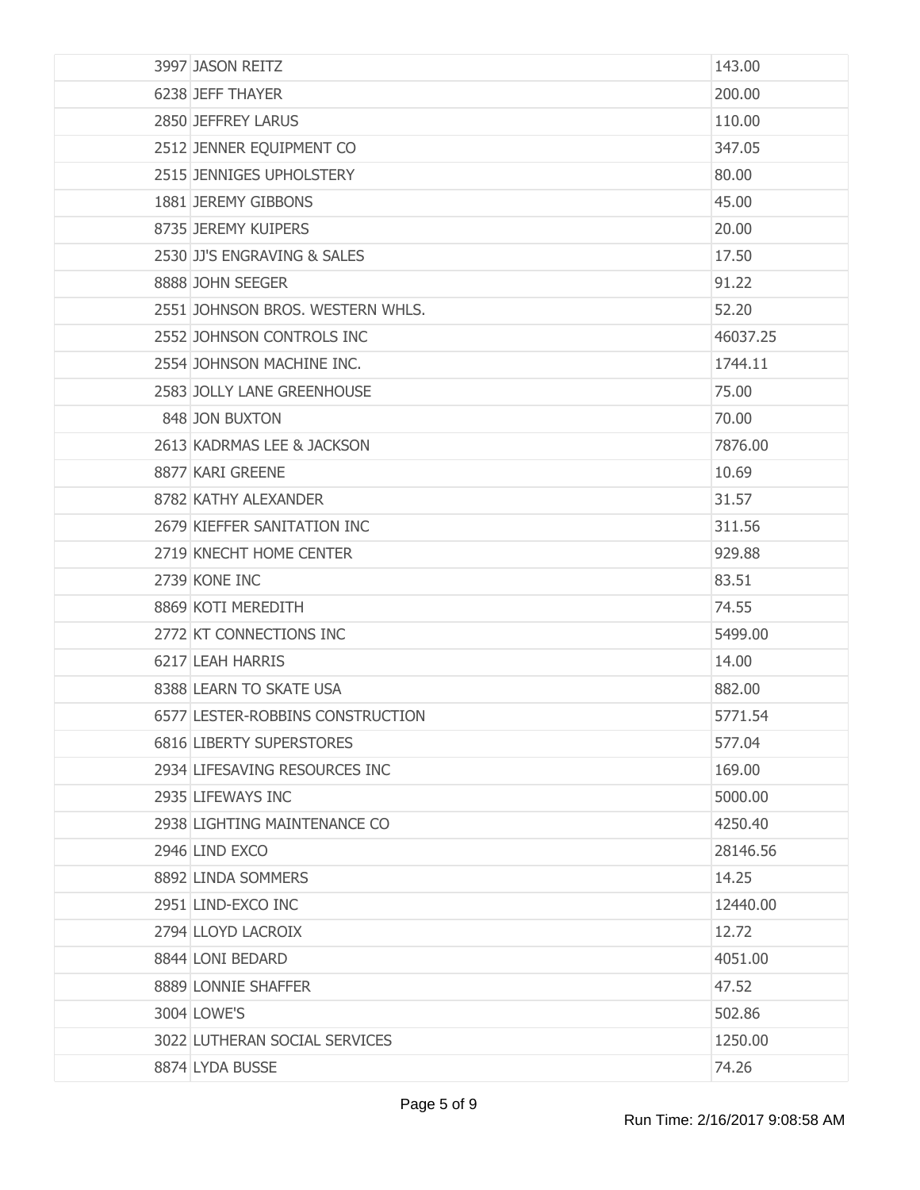| | | |
|---|---|---|
| | 3997 JASON REITZ | 143.00 |
| | 6238 JEFF THAYER | 200.00 |
| | 2850 JEFFREY LARUS | 110.00 |
| | 2512 JENNER EQUIPMENT CO | 347.05 |
| | 2515 JENNIGES UPHOLSTERY | 80.00 |
| | 1881 JEREMY GIBBONS | 45.00 |
| | 8735 JEREMY KUIPERS | 20.00 |
| | 2530 JJ'S ENGRAVING & SALES | 17.50 |
| | 8888 JOHN SEEGER | 91.22 |
| | 2551 JOHNSON BROS. WESTERN WHLS. | 52.20 |
| | 2552 JOHNSON CONTROLS INC | 46037.25 |
| | 2554 JOHNSON MACHINE INC. | 1744.11 |
| | 2583 JOLLY LANE GREENHOUSE | 75.00 |
| | 848 JON BUXTON | 70.00 |
| | 2613 KADRMAS LEE & JACKSON | 7876.00 |
| | 8877 KARI GREENE | 10.69 |
| | 8782 KATHY ALEXANDER | 31.57 |
| | 2679 KIEFFER SANITATION INC | 311.56 |
| | 2719 KNECHT HOME CENTER | 929.88 |
| | 2739 KONE INC | 83.51 |
| | 8869 KOTI MEREDITH | 74.55 |
| | 2772 KT CONNECTIONS INC | 5499.00 |
| | 6217 LEAH HARRIS | 14.00 |
| | 8388 LEARN TO SKATE USA | 882.00 |
| | 6577 LESTER-ROBBINS CONSTRUCTION | 5771.54 |
| | 6816 LIBERTY SUPERSTORES | 577.04 |
| | 2934 LIFESAVING RESOURCES INC | 169.00 |
| | 2935 LIFEWAYS INC | 5000.00 |
| | 2938 LIGHTING MAINTENANCE CO | 4250.40 |
| | 2946 LIND EXCO | 28146.56 |
| | 8892 LINDA SOMMERS | 14.25 |
| | 2951 LIND-EXCO INC | 12440.00 |
| | 2794 LLOYD LACROIX | 12.72 |
| | 8844 LONI BEDARD | 4051.00 |
| | 8889 LONNIE SHAFFER | 47.52 |
| | 3004 LOWE'S | 502.86 |
| | 3022 LUTHERAN SOCIAL SERVICES | 1250.00 |
| | 8874 LYDA BUSSE | 74.26 |

Run Time: 2/16/2017 9:08:58 AM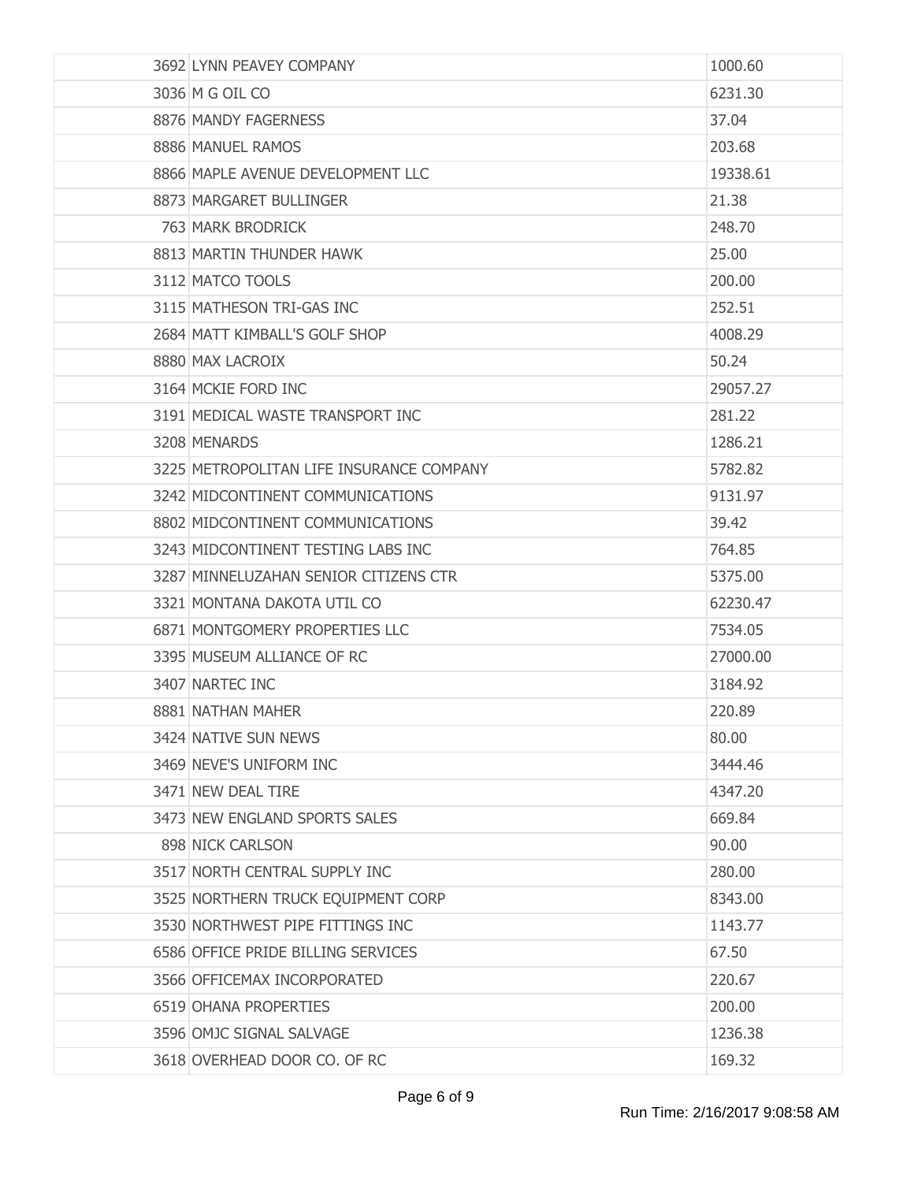| | | |
|---|---|---|
| 3692 | LYNN PEAVEY COMPANY | 1000.60 |
| 3036 | M G OIL CO | 6231.30 |
| 8876 | MANDY FAGERNESS | 37.04 |
| 8886 | MANUEL RAMOS | 203.68 |
| 8866 | MAPLE AVENUE DEVELOPMENT LLC | 19338.61 |
| 8873 | MARGARET BULLINGER | 21.38 |
| 763 | MARK BRODRICK | 248.70 |
| 8813 | MARTIN THUNDER HAWK | 25.00 |
| 3112 | MATCO TOOLS | 200.00 |
| 3115 | MATHESON TRI-GAS INC | 252.51 |
| 2684 | MATT KIMBALL'S GOLF SHOP | 4008.29 |
| 8880 | MAX LACROIX | 50.24 |
| 3164 | MCKIE FORD INC | 29057.27 |
| 3191 | MEDICAL WASTE TRANSPORT INC | 281.22 |
| 3208 | MENARDS | 1286.21 |
| 3225 | METROPOLITAN LIFE INSURANCE COMPANY | 5782.82 |
| 3242 | MIDCONTINENT COMMUNICATIONS | 9131.97 |
| 8802 | MIDCONTINENT COMMUNICATIONS | 39.42 |
| 3243 | MIDCONTINENT TESTING LABS INC | 764.85 |
| 3287 | MINNELUZAHAN SENIOR CITIZENS CTR | 5375.00 |
| 3321 | MONTANA DAKOTA UTIL CO | 62230.47 |
| 6871 | MONTGOMERY PROPERTIES LLC | 7534.05 |
| 3395 | MUSEUM ALLIANCE OF RC | 27000.00 |
| 3407 | NARTEC INC | 3184.92 |
| 8881 | NATHAN MAHER | 220.89 |
| 3424 | NATIVE SUN NEWS | 80.00 |
| 3469 | NEVE'S UNIFORM INC | 3444.46 |
| 3471 | NEW DEAL TIRE | 4347.20 |
| 3473 | NEW ENGLAND SPORTS SALES | 669.84 |
| 898 | NICK CARLSON | 90.00 |
| 3517 | NORTH CENTRAL SUPPLY INC | 280.00 |
| 3525 | NORTHERN TRUCK EQUIPMENT CORP | 8343.00 |
| 3530 | NORTHWEST PIPE FITTINGS INC | 1143.77 |
| 6586 | OFFICE PRIDE BILLING SERVICES | 67.50 |
| 3566 | OFFICEMAX INCORPORATED | 220.67 |
| 6519 | OHANA PROPERTIES | 200.00 |
| 3596 | OMJC SIGNAL SALVAGE | 1236.38 |
| 3618 | OVERHEAD DOOR CO. OF RC | 169.32 |

Run Time: 2/16/2017 9:08:58 AM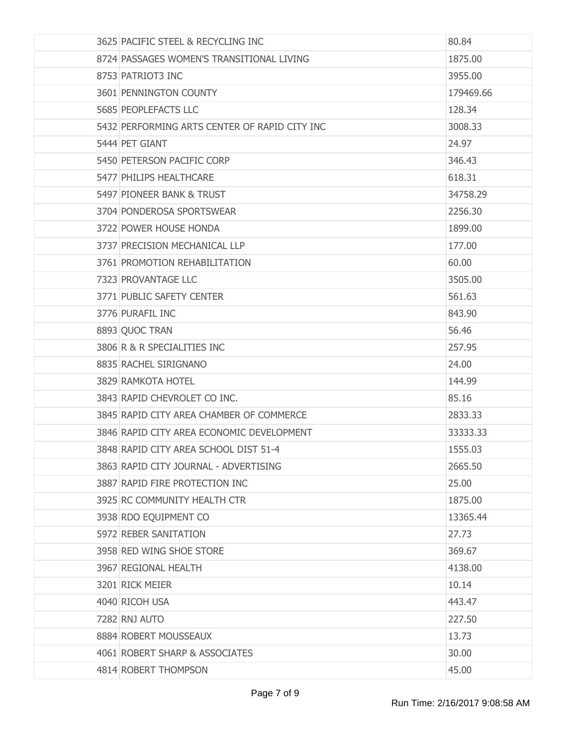| | | |
|---|---|---|
| 3625 | PACIFIC STEEL & RECYCLING INC | 80.84 |
| 8724 | PASSAGES WOMEN'S TRANSITIONAL LIVING | 1875.00 |
| 8753 | PATRIOT3 INC | 3955.00 |
| 3601 | PENNINGTON COUNTY | 179469.66 |
| 5685 | PEOPLEFACTS LLC | 128.34 |
| 5432 | PERFORMING ARTS CENTER OF RAPID CITY INC | 3008.33 |
| 5444 | PET GIANT | 24.97 |
| 5450 | PETERSON PACIFIC CORP | 346.43 |
| 5477 | PHILIPS HEALTHCARE | 618.31 |
| 5497 | PIONEER BANK & TRUST | 34758.29 |
| 3704 | PONDEROSA SPORTSWEAR | 2256.30 |
| 3722 | POWER HOUSE HONDA | 1899.00 |
| 3737 | PRECISION MECHANICAL LLP | 177.00 |
| 3761 | PROMOTION REHABILITATION | 60.00 |
| 7323 | PROVANTAGE LLC | 3505.00 |
| 3771 | PUBLIC SAFETY CENTER | 561.63 |
| 3776 | PURAFIL INC | 843.90 |
| 8893 | QUOC TRAN | 56.46 |
| 3806 | R & R SPECIALITIES INC | 257.95 |
| 8835 | RACHEL SIRIGNANO | 24.00 |
| 3829 | RAMKOTA HOTEL | 144.99 |
| 3843 | RAPID CHEVROLET CO INC. | 85.16 |
| 3845 | RAPID CITY AREA CHAMBER OF COMMERCE | 2833.33 |
| 3846 | RAPID CITY AREA ECONOMIC DEVELOPMENT | 33333.33 |
| 3848 | RAPID CITY AREA SCHOOL DIST 51-4 | 1555.03 |
| 3863 | RAPID CITY JOURNAL - ADVERTISING | 2665.50 |
| 3887 | RAPID FIRE PROTECTION INC | 25.00 |
| 3925 | RC COMMUNITY HEALTH CTR | 1875.00 |
| 3938 | RDO EQUIPMENT CO | 13365.44 |
| 5972 | REBER SANITATION | 27.73 |
| 3958 | RED WING SHOE STORE | 369.67 |
| 3967 | REGIONAL HEALTH | 4138.00 |
| 3201 | RICK MEIER | 10.14 |
| 4040 | RICOH USA | 443.47 |
| 7282 | RNJ AUTO | 227.50 |
| 8884 | ROBERT MOUSSEAUX | 13.73 |
| 4061 | ROBERT SHARP & ASSOCIATES | 30.00 |
| 4814 | ROBERT THOMPSON | 45.00 |

Run Time: 2/16/2017 9:08:58 AM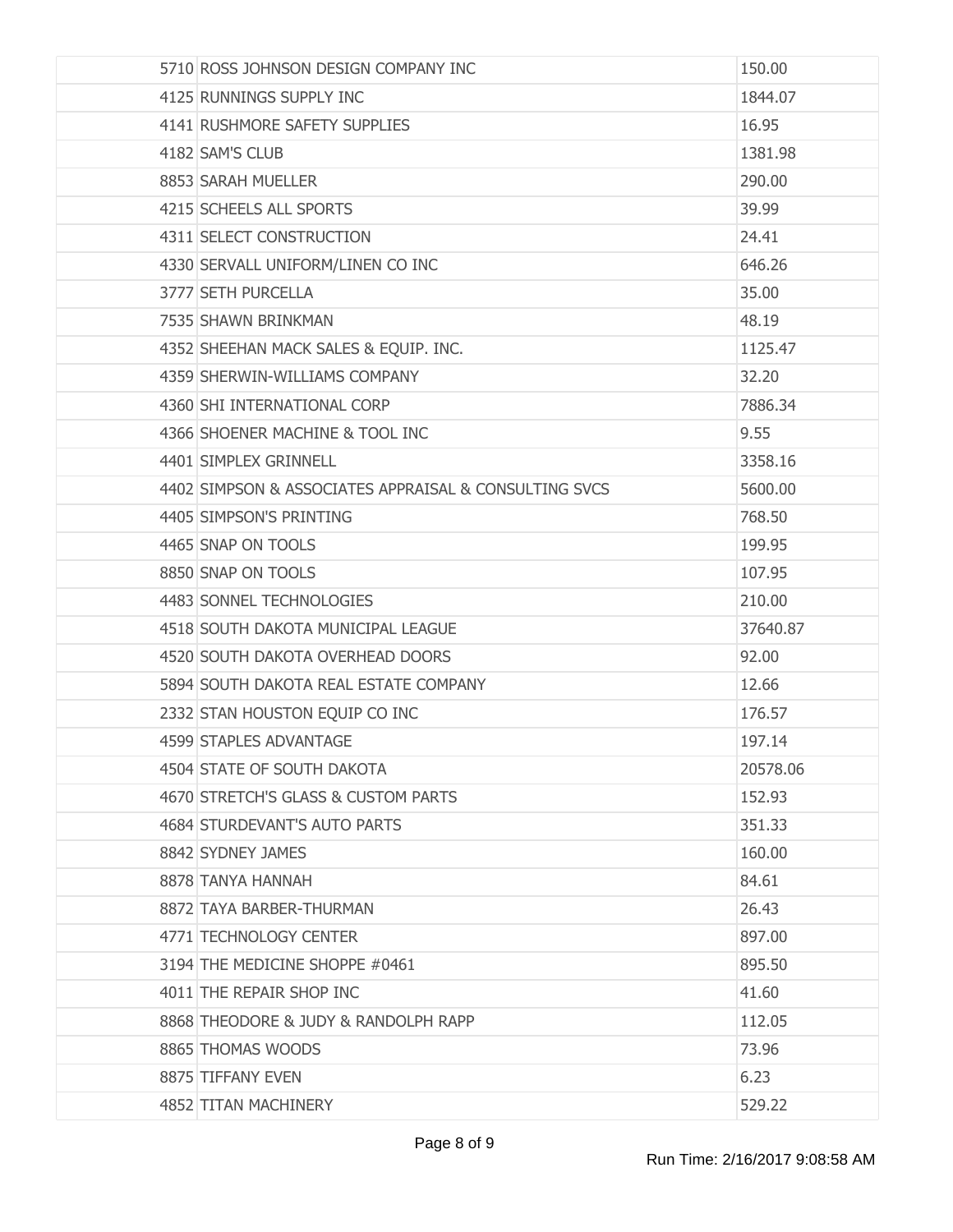| | | |
|---|---|---|
| | 5710 ROSS JOHNSON DESIGN COMPANY INC | 150.00 |
| | 4125 RUNNINGS SUPPLY INC | 1844.07 |
| | 4141 RUSHMORE SAFETY SUPPLIES | 16.95 |
| | 4182 SAM'S CLUB | 1381.98 |
| | 8853 SARAH MUELLER | 290.00 |
| | 4215 SCHEELS ALL SPORTS | 39.99 |
| | 4311 SELECT CONSTRUCTION | 24.41 |
| | 4330 SERVALL UNIFORM/LINEN CO INC | 646.26 |
| | 3777 SETH PURCELLA | 35.00 |
| | 7535 SHAWN BRINKMAN | 48.19 |
| | 4352 SHEEHAN MACK SALES & EQUIP. INC. | 1125.47 |
| | 4359 SHERWIN-WILLIAMS COMPANY | 32.20 |
| | 4360 SHI INTERNATIONAL CORP | 7886.34 |
| | 4366 SHOENER MACHINE & TOOL INC | 9.55 |
| | 4401 SIMPLEX GRINNELL | 3358.16 |
| | 4402 SIMPSON & ASSOCIATES APPRAISAL & CONSULTING SVCS | 5600.00 |
| | 4405 SIMPSON'S PRINTING | 768.50 |
| | 4465 SNAP ON TOOLS | 199.95 |
| | 8850 SNAP ON TOOLS | 107.95 |
| | 4483 SONNEL TECHNOLOGIES | 210.00 |
| | 4518 SOUTH DAKOTA MUNICIPAL LEAGUE | 37640.87 |
| | 4520 SOUTH DAKOTA OVERHEAD DOORS | 92.00 |
| | 5894 SOUTH DAKOTA REAL ESTATE COMPANY | 12.66 |
| | 2332 STAN HOUSTON EQUIP CO INC | 176.57 |
| | 4599 STAPLES ADVANTAGE | 197.14 |
| | 4504 STATE OF SOUTH DAKOTA | 20578.06 |
| | 4670 STRETCH'S GLASS & CUSTOM PARTS | 152.93 |
| | 4684 STURDEVANT'S AUTO PARTS | 351.33 |
| | 8842 SYDNEY JAMES | 160.00 |
| | 8878 TANYA HANNAH | 84.61 |
| | 8872 TAYA BARBER-THURMAN | 26.43 |
| | 4771 TECHNOLOGY CENTER | 897.00 |
| | 3194 THE MEDICINE SHOPPE #0461 | 895.50 |
| | 4011 THE REPAIR SHOP INC | 41.60 |
| | 8868 THEODORE & JUDY & RANDOLPH RAPP | 112.05 |
| | 8865 THOMAS WOODS | 73.96 |
| | 8875 TIFFANY EVEN | 6.23 |
| | 4852 TITAN MACHINERY | 529.22 |

Run Time: 2/16/2017 9:08:58 AM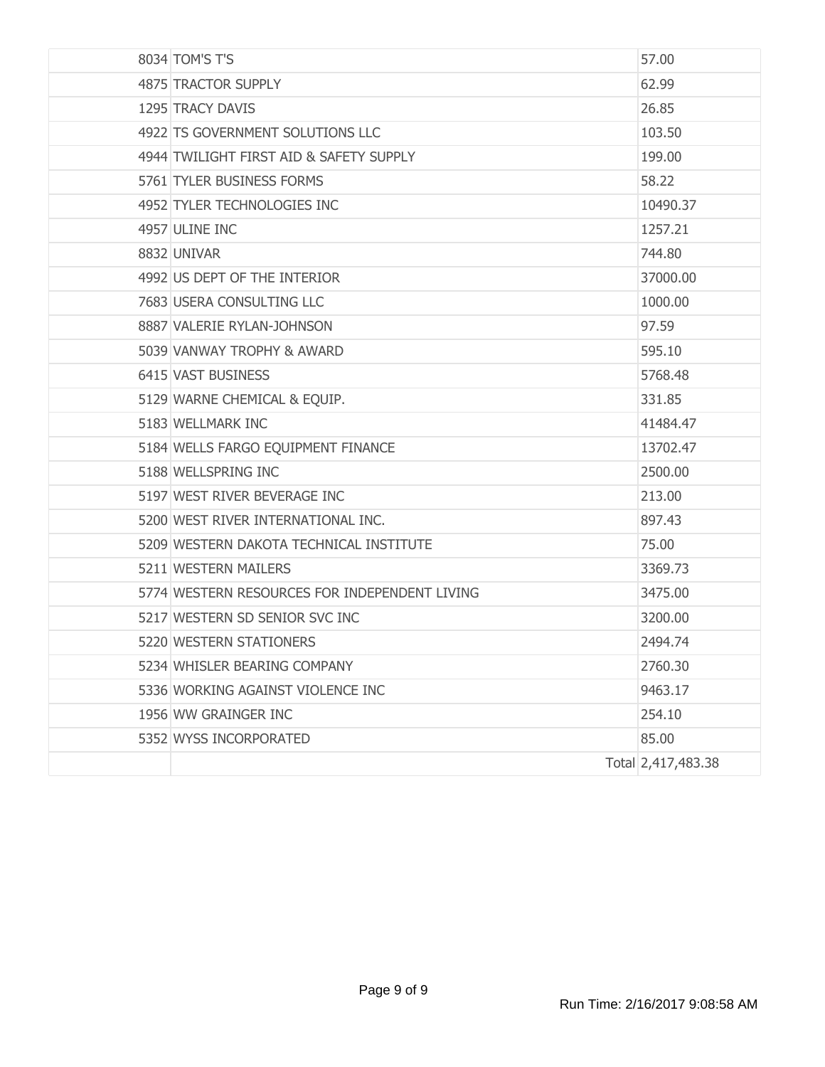| | | |
|---|---|---|
| | 8034 TOM'S T'S | 57.00 |
| | 4875 TRACTOR SUPPLY | 62.99 |
| | 1295 TRACY DAVIS | 26.85 |
| | 4922 TS GOVERNMENT SOLUTIONS LLC | 103.50 |
| | 4944 TWILIGHT FIRST AID & SAFETY SUPPLY | 199.00 |
| | 5761 TYLER BUSINESS FORMS | 58.22 |
| | 4952 TYLER TECHNOLOGIES INC | 10490.37 |
| | 4957 ULINE INC | 1257.21 |
| | 8832 UNIVAR | 744.80 |
| | 4992 US DEPT OF THE INTERIOR | 37000.00 |
| | 7683 USERA CONSULTING LLC | 1000.00 |
| | 8887 VALERIE RYLAN-JOHNSON | 97.59 |
| | 5039 VANWAY TROPHY & AWARD | 595.10 |
| | 6415 VAST BUSINESS | 5768.48 |
| | 5129 WARNE CHEMICAL & EQUIP. | 331.85 |
| | 5183 WELLMARK INC | 41484.47 |
| | 5184 WELLS FARGO EQUIPMENT FINANCE | 13702.47 |
| | 5188 WELLSPRING INC | 2500.00 |
| | 5197 WEST RIVER BEVERAGE INC | 213.00 |
| | 5200 WEST RIVER INTERNATIONAL INC. | 897.43 |
| | 5209 WESTERN DAKOTA TECHNICAL INSTITUTE | 75.00 |
| | 5211 WESTERN MAILERS | 3369.73 |
| | 5774 WESTERN RESOURCES FOR INDEPENDENT LIVING | 3475.00 |
| | 5217 WESTERN SD SENIOR SVC INC | 3200.00 |
| | 5220 WESTERN STATIONERS | 2494.74 |
| | 5234 WHISLER BEARING COMPANY | 2760.30 |
| | 5336 WORKING AGAINST VIOLENCE INC | 9463.17 |
| | 1956 WW GRAINGER INC | 254.10 |
| | 5352 WYSS INCORPORATED | 85.00 |
| | | Total 2,417,483.38 |

Run Time: 2/16/2017 9:08:58 AM